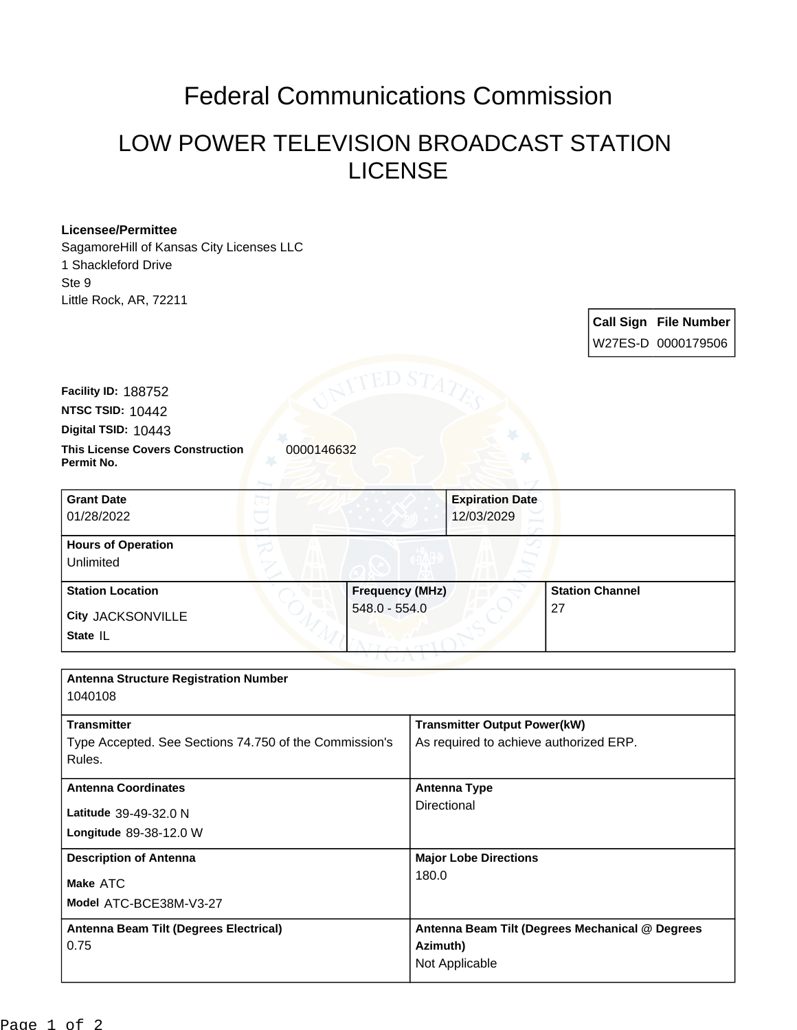# Federal Communications Commission

## LOW POWER TELEVISION BROADCAST STATION LICENSE

**Licensee/Permittee**
SagamoreHill of Kansas City Licenses LLC
1 Shackleford Drive
Ste 9
Little Rock, AR, 72211

| Call Sign | File Number |
| --- | --- |
| W27ES-D | 0000179506 |

**Facility ID:** 188752
**NTSC TSID:** 10442
**Digital TSID:** 10443
**This License Covers Construction Permit No.** 0000146632

| Grant Date | Expiration Date |
| --- | --- |
| 01/28/2022 | 12/03/2029 |

| Hours of Operation |
| --- |
| Unlimited |

| Station Location | Frequency (MHz) | Station Channel |
| --- | --- | --- |
| City JACKSONVILLE<br>State IL | 548.0 - 554.0 | 27 |

| Antenna Structure Registration Number | |
| --- | --- |
| 1040108 | |
| **Transmitter** | **Transmitter Output Power(kW)** |
| Type Accepted. See Sections 74.750 of the Commission's Rules. | As required to achieve authorized ERP. |
| **Antenna Coordinates** | **Antenna Type** |
| Latitude 39-49-32.0 N<br>Longitude 89-38-12.0 W | Directional |
| **Description of Antenna** | **Major Lobe Directions** |
| Make ATC<br>Model ATC-BCE38M-V3-27 | 180.0 |
| **Antenna Beam Tilt (Degrees Electrical)** | **Antenna Beam Tilt (Degrees Mechanical @ Degrees Azimuth)** |
| 0.75 | Not Applicable |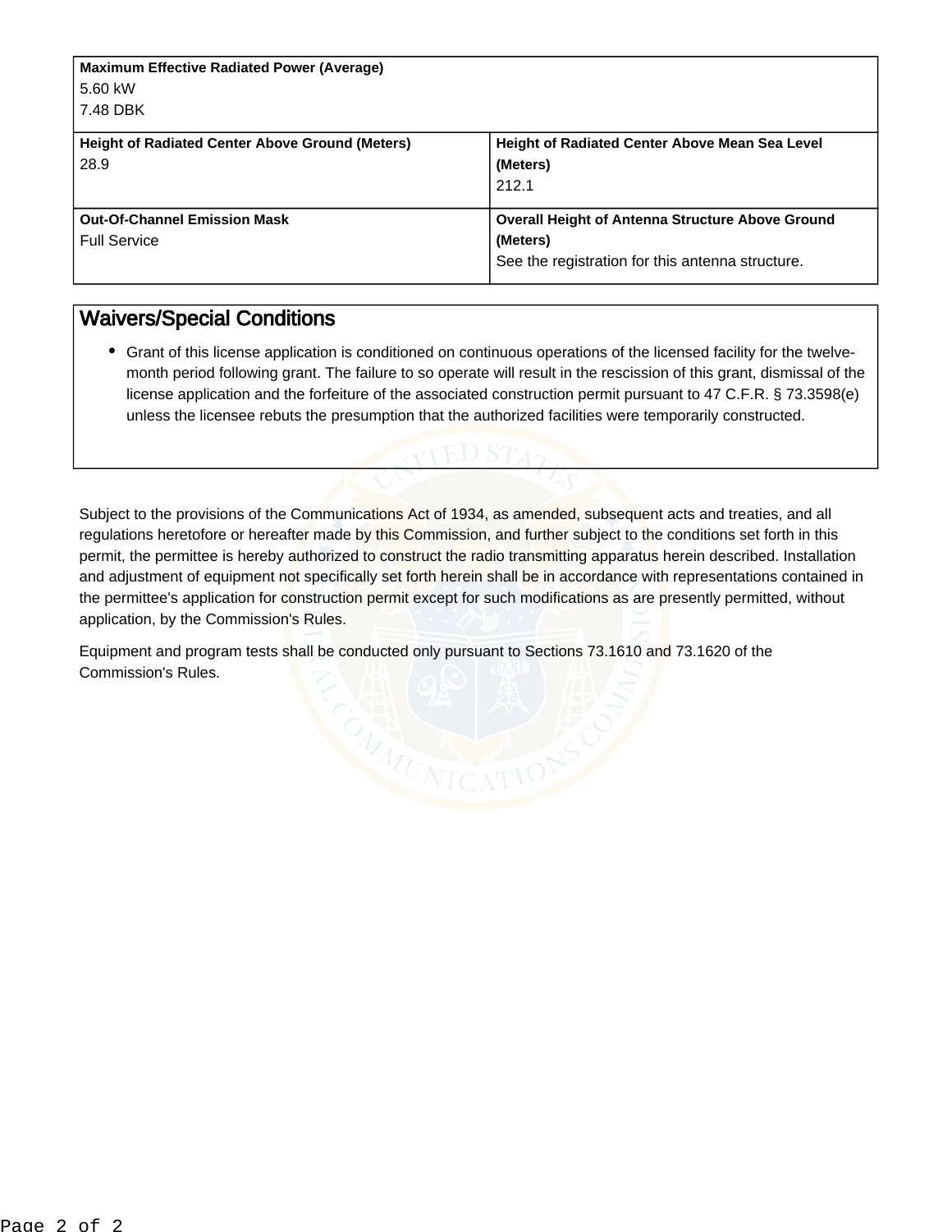| | |
|---|---|
| **Maximum Effective Radiated Power (Average)**<br>5.60 kW<br>7.48 DBK | |
| **Height of Radiated Center Above Ground (Meters)**<br>28.9 | **Height of Radiated Center Above Mean Sea Level (Meters)**<br>212.1 |
| **Out-Of-Channel Emission Mask**<br>Full Service | **Overall Height of Antenna Structure Above Ground (Meters)**<br>See the registration for this antenna structure. |

## Waivers/Special Conditions

- Grant of this license application is conditioned on continuous operations of the licensed facility for the twelve-month period following grant. The failure to so operate will result in the rescission of this grant, dismissal of the license application and the forfeiture of the associated construction permit pursuant to 47 C.F.R. § 73.3598(e) unless the licensee rebuts the presumption that the authorized facilities were temporarily constructed.

Subject to the provisions of the Communications Act of 1934, as amended, subsequent acts and treaties, and all regulations heretofore or hereafter made by this Commission, and further subject to the conditions set forth in this permit, the permittee is hereby authorized to construct the radio transmitting apparatus herein described. Installation and adjustment of equipment not specifically set forth herein shall be in accordance with representations contained in the permittee's application for construction permit except for such modifications as are presently permitted, without application, by the Commission's Rules.

Equipment and program tests shall be conducted only pursuant to Sections 73.1610 and 73.1620 of the Commission's Rules.